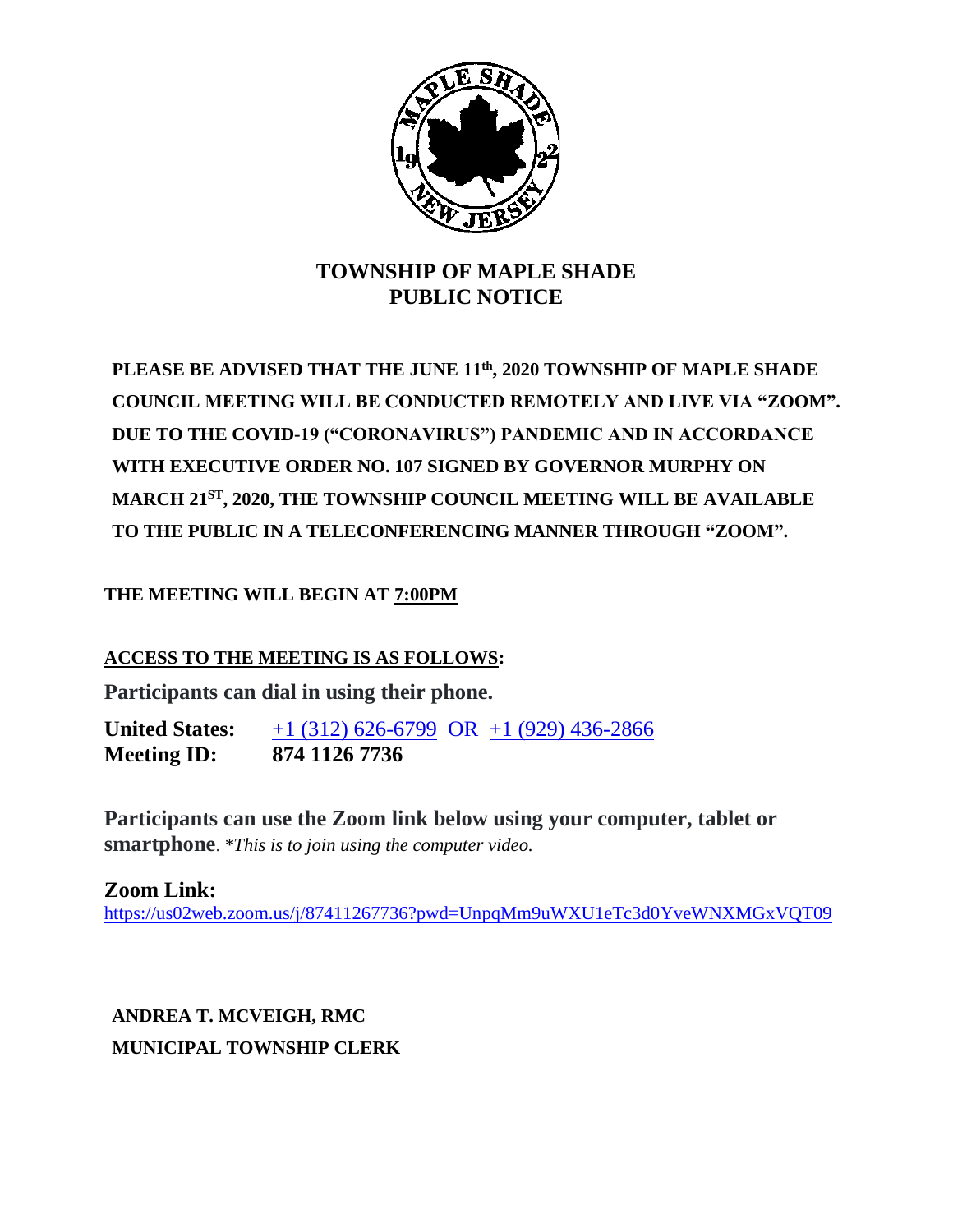# TOWNSHIP OF MAPLE SHADE
# PUBLIC NOTICE

**PLEASE BE ADVISED THAT THE JUNE 11th, 2020 TOWNSHIP OF MAPLE SHADE COUNCIL MEETING WILL BE CONDUCTED REMOTELY AND LIVE VIA "ZOOM". DUE TO THE COVID-19 ("CORONAVIRUS") PANDEMIC AND IN ACCORDANCE WITH EXECUTIVE ORDER NO. 107 SIGNED BY GOVERNOR MURPHY ON MARCH 21ST, 2020, THE TOWNSHIP COUNCIL MEETING WILL BE AVAILABLE TO THE PUBLIC IN A TELECONFERENCING MANNER THROUGH "ZOOM".**

**THE MEETING WILL BEGIN AT 7:00PM**

**ACCESS TO THE MEETING IS AS FOLLOWS:**

**Participants can dial in using their phone.**

**United States:** +1 (312) 626-6799 OR +1 (929) 436-2866
**Meeting ID:** **874 1126 7736**

**Participants can use the Zoom link below using your computer, tablet or smartphone**. *\*This is to join using the computer video.*

**Zoom Link:**
https://us02web.zoom.us/j/87411267736?pwd=UnpqMm9uWXU1eTc3d0YveWNXMGxVQT09

**ANDREA T. MCVEIGH, RMC**
**MUNICIPAL TOWNSHIP CLERK**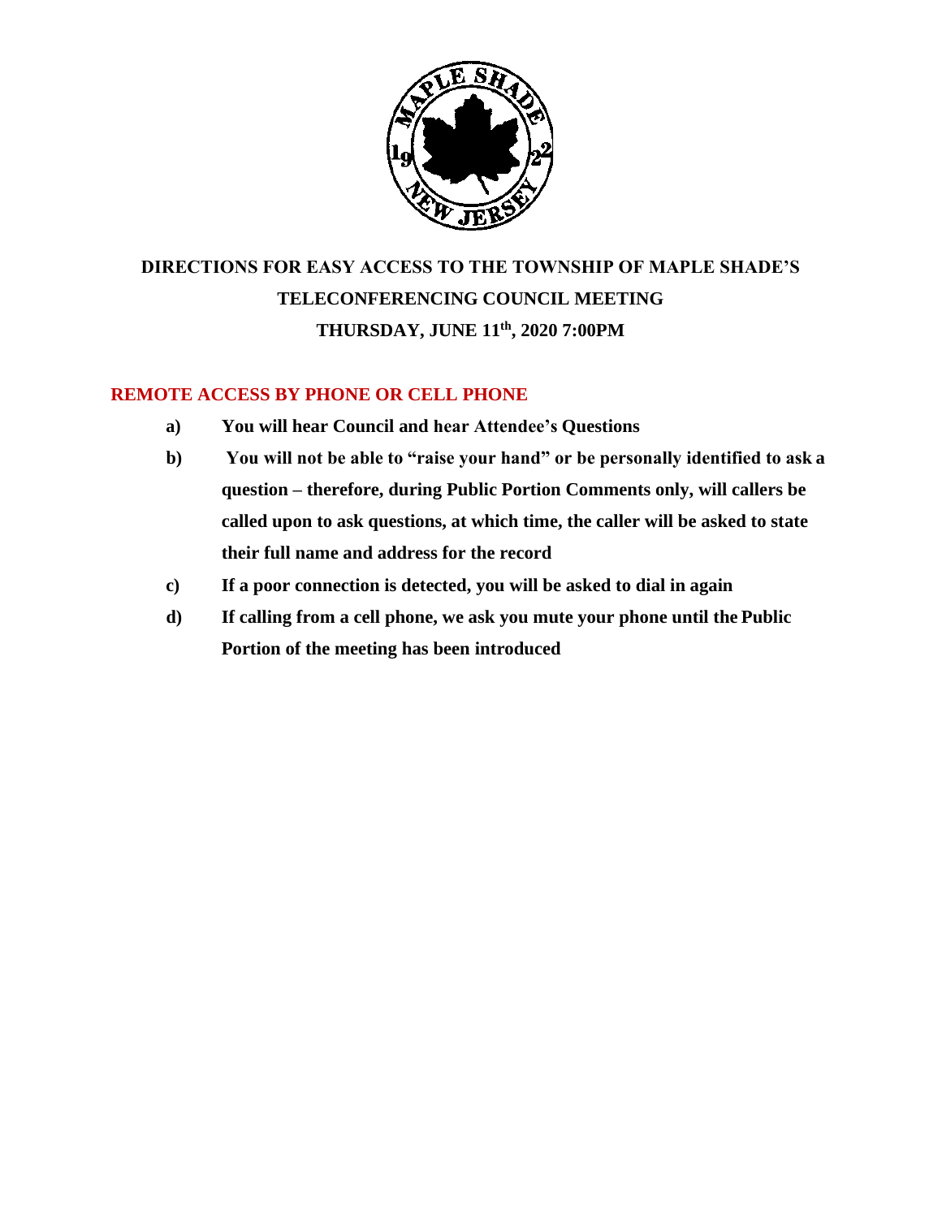**DIRECTIONS FOR EASY ACCESS TO THE TOWNSHIP OF MAPLE SHADE'S TELECONFERENCING COUNCIL MEETING**

**THURSDAY, JUNE 11th, 2020 7:00PM**

## REMOTE ACCESS BY PHONE OR CELL PHONE

- **a)** **You will hear Council and hear Attendee's Questions**
- **b)** **You will not be able to "raise your hand" or be personally identified to ask a question – therefore, during Public Portion Comments only, will callers be called upon to ask questions, at which time, the caller will be asked to state their full name and address for the record**
- **c)** **If a poor connection is detected, you will be asked to dial in again**
- **d)** **If calling from a cell phone, we ask you mute your phone until the Public Portion of the meeting has been introduced**